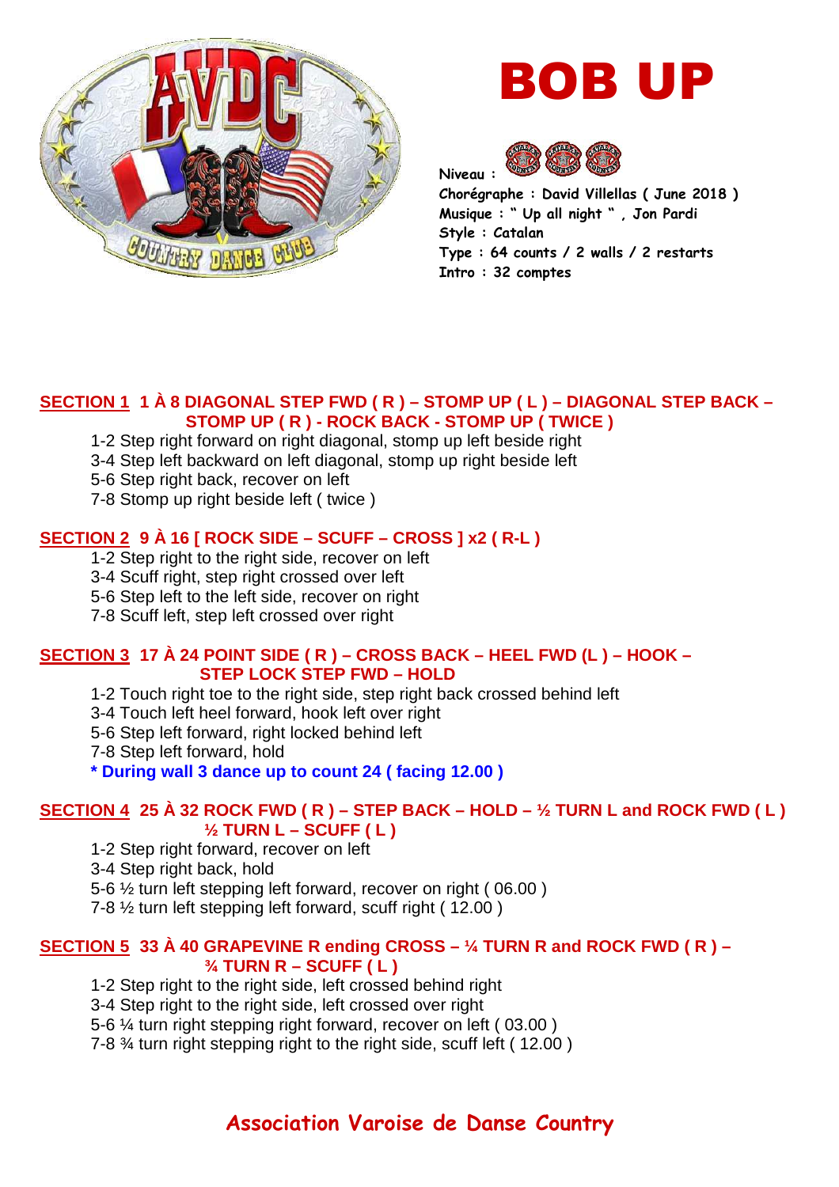# BOB UP

Niveau :

Chorégraphe : David Villellas ( June 2018 )
Musique : " Up all night " , Jon Pardi
Style : Catalan
Type : 64 counts / 2 walls / 2 restarts
Intro : 32 comptes

**SECTION 1 1 À 8 DIAGONAL STEP FWD ( R ) – STOMP UP ( L ) – DIAGONAL STEP BACK – STOMP UP ( R ) - ROCK BACK - STOMP UP ( TWICE )**

1-2 Step right forward on right diagonal, stomp up left beside right
3-4 Step left backward on left diagonal, stomp up right beside left
5-6 Step right back, recover on left
7-8 Stomp up right beside left ( twice )

**SECTION 2 9 À 16 [ ROCK SIDE – SCUFF – CROSS ] x2 ( R-L )**

1-2 Step right to the right side, recover on left
3-4 Scuff right, step right crossed over left
5-6 Step left to the left side, recover on right
7-8 Scuff left, step left crossed over right

**SECTION 3 17 À 24 POINT SIDE ( R ) – CROSS BACK – HEEL FWD (L ) – HOOK – STEP LOCK STEP FWD – HOLD**

1-2 Touch right toe to the right side, step right back crossed behind left
3-4 Touch left heel forward, hook left over right
5-6 Step left forward, right locked behind left
7-8 Step left forward, hold
**\* During wall 3 dance up to count 24 ( facing 12.00 )**

**SECTION 4 25 À 32 ROCK FWD ( R ) – STEP BACK – HOLD – ½ TURN L and ROCK FWD ( L ) ½ TURN L – SCUFF ( L )**

1-2 Step right forward, recover on left
3-4 Step right back, hold
5-6 ½ turn left stepping left forward, recover on right ( 06.00 )
7-8 ½ turn left stepping left forward, scuff right ( 12.00 )

**SECTION 5 33 À 40 GRAPEVINE R ending CROSS – ¼ TURN R and ROCK FWD ( R ) – ¾ TURN R – SCUFF ( L )**

1-2 Step right to the right side, left crossed behind right
3-4 Step right to the right side, left crossed over right
5-6 ¼ turn right stepping right forward, recover on left ( 03.00 )
7-8 ¾ turn right stepping right to the right side, scuff left ( 12.00 )

Association Varoise de Danse Country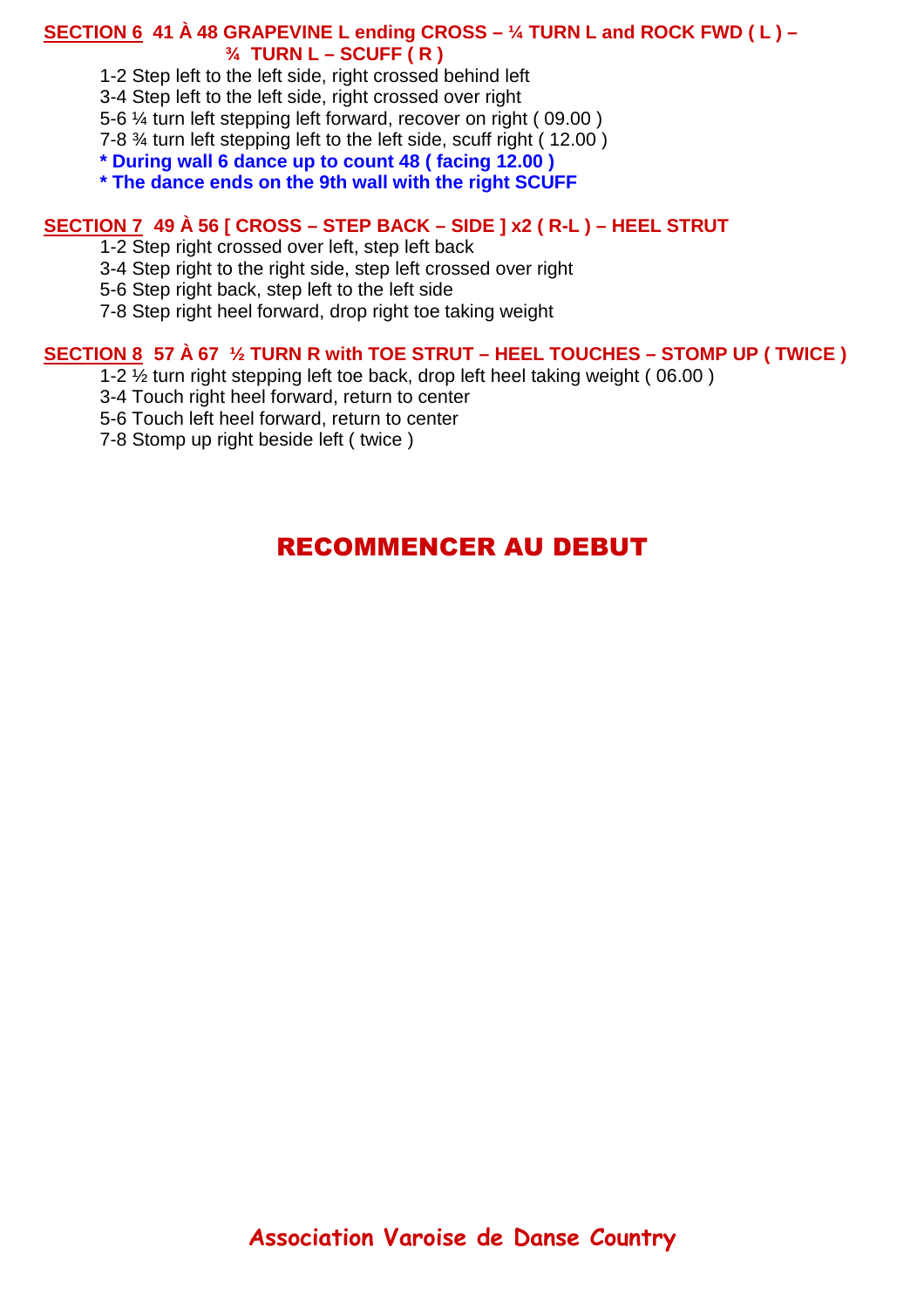**SECTION 6 41 À 48 GRAPEVINE L ending CROSS – ¼ TURN L and ROCK FWD ( L ) – ¾ TURN L – SCUFF ( R )**

1-2 Step left to the left side, right crossed behind left
3-4 Step left to the left side, right crossed over right
5-6 ¼ turn left stepping left forward, recover on right ( 09.00 )
7-8 ¾ turn left stepping left to the left side, scuff right ( 12.00 )
**\* During wall 6 dance up to count 48 ( facing 12.00 )**
**\* The dance ends on the 9th wall with the right SCUFF**

**SECTION 7 49 À 56 [ CROSS – STEP BACK – SIDE ] x2 ( R-L ) – HEEL STRUT**

1-2 Step right crossed over left, step left back
3-4 Step right to the right side, step left crossed over right
5-6 Step right back, step left to the left side
7-8 Step right heel forward, drop right toe taking weight

**SECTION 8 57 À 67 ½ TURN R with TOE STRUT – HEEL TOUCHES – STOMP UP ( TWICE )**

1-2 ½ turn right stepping left toe back, drop left heel taking weight ( 06.00 )
3-4 Touch right heel forward, return to center
5-6 Touch left heel forward, return to center
7-8 Stomp up right beside left ( twice )

## RECOMMENCER AU DEBUT

**Association Varoise de Danse Country**